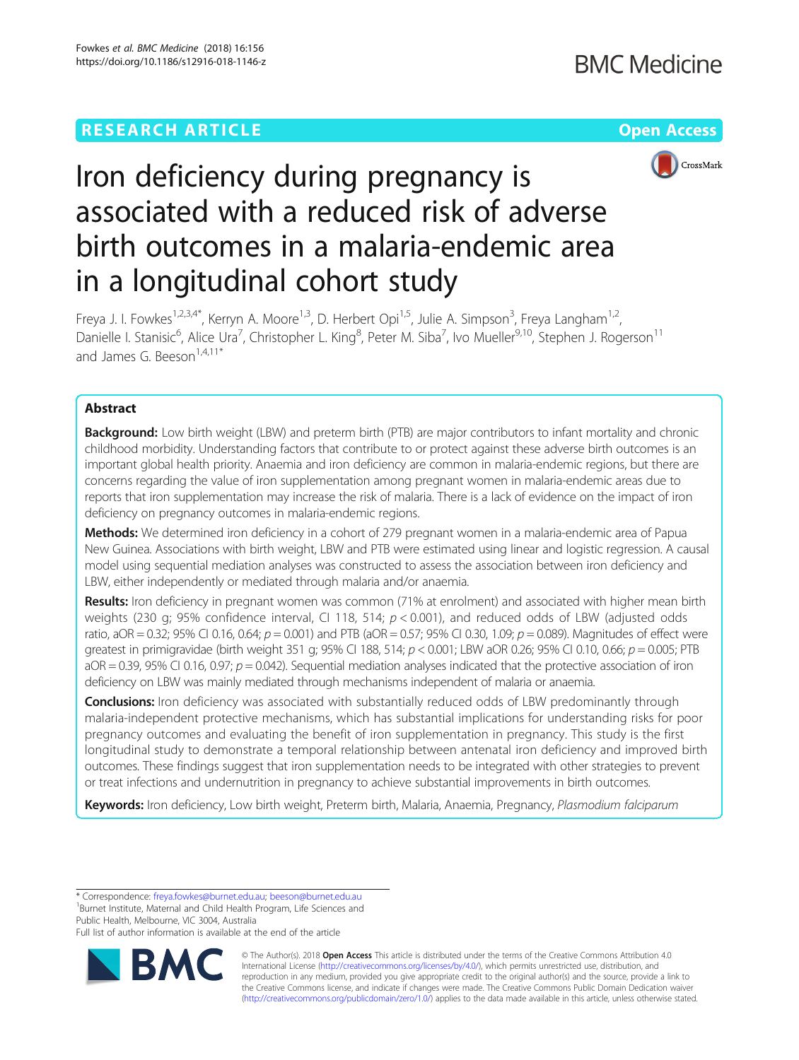RESEARCH ARTICLE

Open Access

# Iron deficiency during pregnancy is associated with a reduced risk of adverse birth outcomes in a malaria-endemic area in a longitudinal cohort study

Freya J. I. Fowkes[1,2,3,4*], Kerryn A. Moore[1,3], D. Herbert Opi[1,5], Julie A. Simpson[3], Freya Langham[1,2], Danielle I. Stanisic[6], Alice Ura[7], Christopher L. King[8], Peter M. Siba[7], Ivo Mueller[9,10], Stephen J. Rogerson[11] and James G. Beeson[1,4,11*]

## Abstract

**Background:** Low birth weight (LBW) and preterm birth (PTB) are major contributors to infant mortality and chronic childhood morbidity. Understanding factors that contribute to or protect against these adverse birth outcomes is an important global health priority. Anaemia and iron deficiency are common in malaria-endemic regions, but there are concerns regarding the value of iron supplementation among pregnant women in malaria-endemic areas due to reports that iron supplementation may increase the risk of malaria. There is a lack of evidence on the impact of iron deficiency on pregnancy outcomes in malaria-endemic regions.

**Methods:** We determined iron deficiency in a cohort of 279 pregnant women in a malaria-endemic area of Papua New Guinea. Associations with birth weight, LBW and PTB were estimated using linear and logistic regression. A causal model using sequential mediation analyses was constructed to assess the association between iron deficiency and LBW, either independently or mediated through malaria and/or anaemia.

**Results:** Iron deficiency in pregnant women was common (71% at enrolment) and associated with higher mean birth weights (230 g; 95% confidence interval, CI 118, 514; $p < 0.001$), and reduced odds of LBW (adjusted odds ratio, aOR = 0.32; 95% CI 0.16, 0.64; $p = 0.001$) and PTB (aOR = 0.57; 95% CI 0.30, 1.09; $p = 0.089$). Magnitudes of effect were greatest in primigravidae (birth weight 351 g; 95% CI 188, 514; $p < 0.001$; LBW aOR 0.26; 95% CI 0.10, 0.66; $p = 0.005$; PTB aOR = 0.39, 95% CI 0.16, 0.97; $p = 0.042$). Sequential mediation analyses indicated that the protective association of iron deficiency on LBW was mainly mediated through mechanisms independent of malaria or anaemia.

**Conclusions:** Iron deficiency was associated with substantially reduced odds of LBW predominantly through malaria-independent protective mechanisms, which has substantial implications for understanding risks for poor pregnancy outcomes and evaluating the benefit of iron supplementation in pregnancy. This study is the first longitudinal study to demonstrate a temporal relationship between antenatal iron deficiency and improved birth outcomes. These findings suggest that iron supplementation needs to be integrated with other strategies to prevent or treat infections and undernutrition in pregnancy to achieve substantial improvements in birth outcomes.

**Keywords:** Iron deficiency, Low birth weight, Preterm birth, Malaria, Anaemia, Pregnancy, *Plasmodium falciparum*

---

* Correspondence: freya.fowkes@burnet.edu.au; beeson@burnet.edu.au
[1]Burnet Institute, Maternal and Child Health Program, Life Sciences and Public Health, Melbourne, VIC 3004, Australia
Full list of author information is available at the end of the article

© The Author(s). 2018 **Open Access** This article is distributed under the terms of the Creative Commons Attribution 4.0 International License (http://creativecommons.org/licenses/by/4.0/), which permits unrestricted use, distribution, and reproduction in any medium, provided you give appropriate credit to the original author(s) and the source, provide a link to the Creative Commons license, and indicate if changes were made. The Creative Commons Public Domain Dedication waiver (http://creativecommons.org/publicdomain/zero/1.0/) applies to the data made available in this article, unless otherwise stated.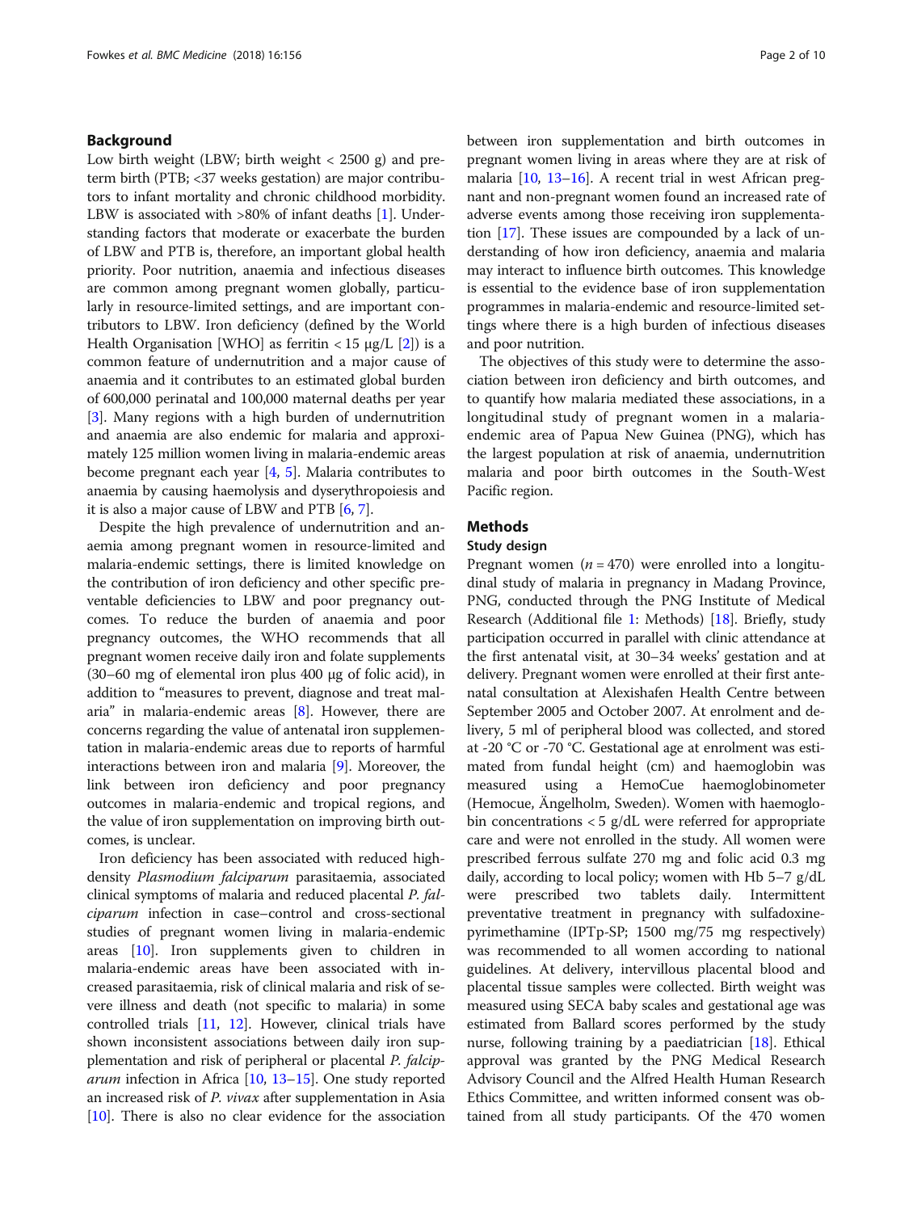## Background

Low birth weight (LBW; birth weight < 2500 g) and preterm birth (PTB; <37 weeks gestation) are major contributors to infant mortality and chronic childhood morbidity. LBW is associated with >80% of infant deaths [1]. Understanding factors that moderate or exacerbate the burden of LBW and PTB is, therefore, an important global health priority. Poor nutrition, anaemia and infectious diseases are common among pregnant women globally, particularly in resource-limited settings, and are important contributors to LBW. Iron deficiency (defined by the World Health Organisation [WHO] as ferritin < 15 μg/L [2]) is a common feature of undernutrition and a major cause of anaemia and it contributes to an estimated global burden of 600,000 perinatal and 100,000 maternal deaths per year [3]. Many regions with a high burden of undernutrition and anaemia are also endemic for malaria and approximately 125 million women living in malaria-endemic areas become pregnant each year [4, 5]. Malaria contributes to anaemia by causing haemolysis and dyserythropoiesis and it is also a major cause of LBW and PTB [6, 7].

Despite the high prevalence of undernutrition and anaemia among pregnant women in resource-limited and malaria-endemic settings, there is limited knowledge on the contribution of iron deficiency and other specific preventable deficiencies to LBW and poor pregnancy outcomes. To reduce the burden of anaemia and poor pregnancy outcomes, the WHO recommends that all pregnant women receive daily iron and folate supplements (30–60 mg of elemental iron plus 400 μg of folic acid), in addition to "measures to prevent, diagnose and treat malaria" in malaria-endemic areas [8]. However, there are concerns regarding the value of antenatal iron supplementation in malaria-endemic areas due to reports of harmful interactions between iron and malaria [9]. Moreover, the link between iron deficiency and poor pregnancy outcomes in malaria-endemic and tropical regions, and the value of iron supplementation on improving birth outcomes, is unclear.

Iron deficiency has been associated with reduced high-density *Plasmodium falciparum* parasitaemia, associated clinical symptoms of malaria and reduced placental *P. falciparum* infection in case–control and cross-sectional studies of pregnant women living in malaria-endemic areas [10]. Iron supplements given to children in malaria-endemic areas have been associated with increased parasitaemia, risk of clinical malaria and risk of severe illness and death (not specific to malaria) in some controlled trials [11, 12]. However, clinical trials have shown inconsistent associations between daily iron supplementation and risk of peripheral or placental *P. falciparum* infection in Africa [10, 13–15]. One study reported an increased risk of *P. vivax* after supplementation in Asia [10]. There is also no clear evidence for the association between iron supplementation and birth outcomes in pregnant women living in areas where they are at risk of malaria [10, 13–16]. A recent trial in west African pregnant and non-pregnant women found an increased rate of adverse events among those receiving iron supplementation [17]. These issues are compounded by a lack of understanding of how iron deficiency, anaemia and malaria may interact to influence birth outcomes. This knowledge is essential to the evidence base of iron supplementation programmes in malaria-endemic and resource-limited settings where there is a high burden of infectious diseases and poor nutrition.

The objectives of this study were to determine the association between iron deficiency and birth outcomes, and to quantify how malaria mediated these associations, in a longitudinal study of pregnant women in a malaria-endemic area of Papua New Guinea (PNG), which has the largest population at risk of anaemia, undernutrition malaria and poor birth outcomes in the South-West Pacific region.

## Methods

### Study design

Pregnant women ($n = 470$) were enrolled into a longitudinal study of malaria in pregnancy in Madang Province, PNG, conducted through the PNG Institute of Medical Research (Additional file 1: Methods) [18]. Briefly, study participation occurred in parallel with clinic attendance at the first antenatal visit, at 30–34 weeks' gestation and at delivery. Pregnant women were enrolled at their first antenatal consultation at Alexishafen Health Centre between September 2005 and October 2007. At enrolment and delivery, 5 ml of peripheral blood was collected, and stored at -20 °C or -70 °C. Gestational age at enrolment was estimated from fundal height (cm) and haemoglobin was measured using a HemoCue haemoglobinometer (Hemocue, Ängelholm, Sweden). Women with haemoglobin concentrations < 5 g/dL were referred for appropriate care and were not enrolled in the study. All women were prescribed ferrous sulfate 270 mg and folic acid 0.3 mg daily, according to local policy; women with Hb 5–7 g/dL were prescribed two tablets daily. Intermittent preventative treatment in pregnancy with sulfadoxine-pyrimethamine (IPTp-SP; 1500 mg/75 mg respectively) was recommended to all women according to national guidelines. At delivery, intervillous placental blood and placental tissue samples were collected. Birth weight was measured using SECA baby scales and gestational age was estimated from Ballard scores performed by the study nurse, following training by a paediatrician [18]. Ethical approval was granted by the PNG Medical Research Advisory Council and the Alfred Health Human Research Ethics Committee, and written informed consent was obtained from all study participants. Of the 470 women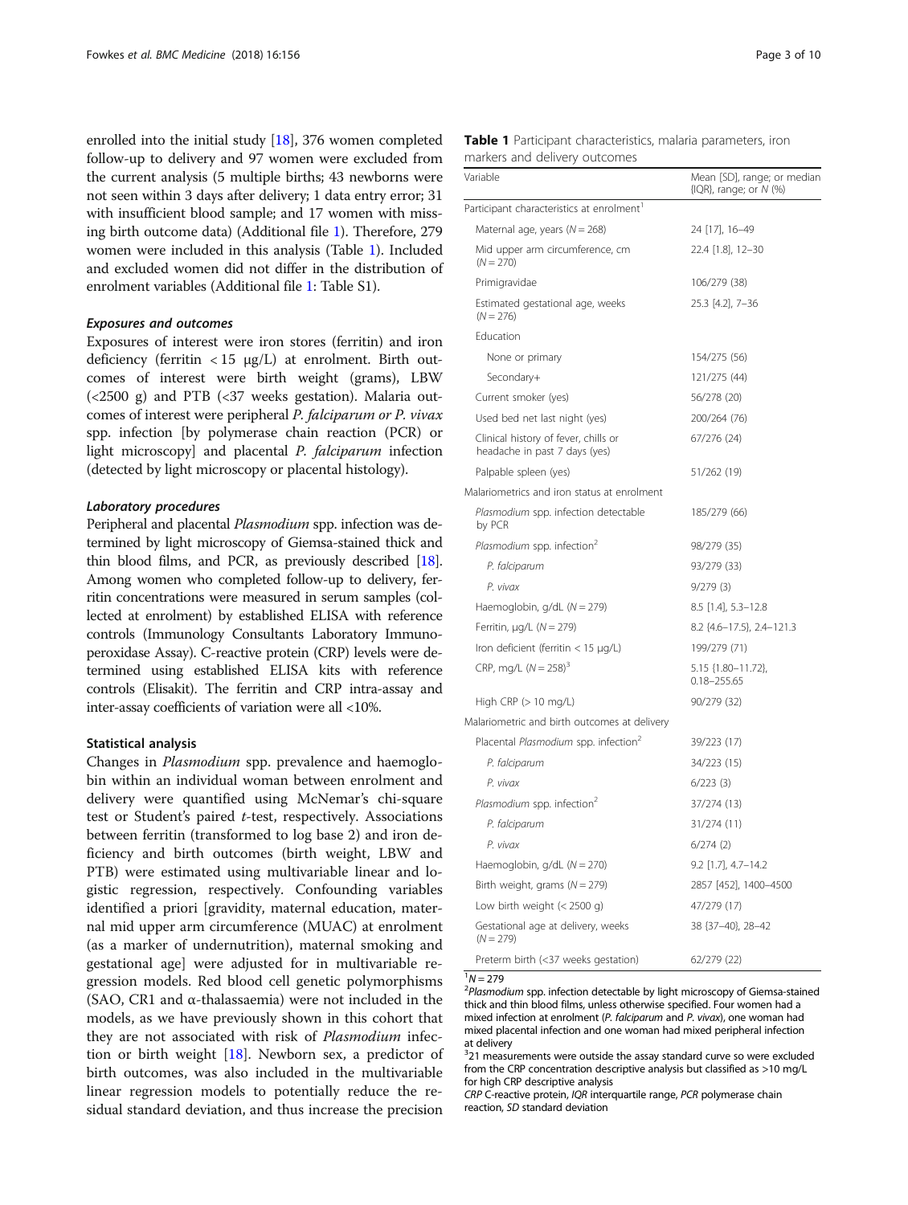enrolled into the initial study [18], 376 women completed follow-up to delivery and 97 women were excluded from the current analysis (5 multiple births; 43 newborns were not seen within 3 days after delivery; 1 data entry error; 31 with insufficient blood sample; and 17 women with missing birth outcome data) (Additional file 1). Therefore, 279 women were included in this analysis (Table 1). Included and excluded women did not differ in the distribution of enrolment variables (Additional file 1: Table S1).

### *Exposures and outcomes*

Exposures of interest were iron stores (ferritin) and iron deficiency (ferritin < 15 μg/L) at enrolment. Birth outcomes of interest were birth weight (grams), LBW (<2500 g) and PTB (<37 weeks gestation). Malaria outcomes of interest were peripheral *P. falciparum or P. vivax* spp. infection [by polymerase chain reaction (PCR) or light microscopy] and placental *P. falciparum* infection (detected by light microscopy or placental histology).

### *Laboratory procedures*

Peripheral and placental *Plasmodium* spp. infection was determined by light microscopy of Giemsa-stained thick and thin blood films, and PCR, as previously described [18]. Among women who completed follow-up to delivery, ferritin concentrations were measured in serum samples (collected at enrolment) by established ELISA with reference controls (Immunology Consultants Laboratory Immunoperoxidase Assay). C-reactive protein (CRP) levels were determined using established ELISA kits with reference controls (Elisakit). The ferritin and CRP intra-assay and inter-assay coefficients of variation were all <10%.

## Statistical analysis

Changes in *Plasmodium* spp. prevalence and haemoglobin within an individual woman between enrolment and delivery were quantified using McNemar's chi-square test or Student's paired *t*-test, respectively. Associations between ferritin (transformed to log base 2) and iron deficiency and birth outcomes (birth weight, LBW and PTB) were estimated using multivariable linear and logistic regression, respectively. Confounding variables identified a priori [gravidity, maternal education, maternal mid upper arm circumference (MUAC) at enrolment (as a marker of undernutrition), maternal smoking and gestational age] were adjusted for in multivariable regression models. Red blood cell genetic polymorphisms (SAO, CR1 and α-thalassaemia) were not included in the models, as we have previously shown in this cohort that they are not associated with risk of *Plasmodium* infection or birth weight [18]. Newborn sex, a predictor of birth outcomes, was also included in the multivariable linear regression models to potentially reduce the residual standard deviation, and thus increase the precision

**Table 1** Participant characteristics, malaria parameters, iron markers and delivery outcomes

| Variable | Mean [SD], range; or median {IQR}, range; or *N* (%) |
|---|---|
| Participant characteristics at enrolment[1] | |
| Maternal age, years (*N* = 268) | 24 [17], 16–49 |
| Mid upper arm circumference, cm (*N* = 270) | 22.4 [1.8], 12–30 |
| Primigravidae | 106/279 (38) |
| Estimated gestational age, weeks (*N* = 276) | 25.3 [4.2], 7–36 |
| Education | |
| None or primary | 154/275 (56) |
| Secondary+ | 121/275 (44) |
| Current smoker (yes) | 56/278 (20) |
| Used bed net last night (yes) | 200/264 (76) |
| Clinical history of fever, chills or headache in past 7 days (yes) | 67/276 (24) |
| Palpable spleen (yes) | 51/262 (19) |
| Malariometrics and iron status at enrolment | |
| *Plasmodium* spp. infection detectable by PCR | 185/279 (66) |
| *Plasmodium* spp. infection[2] | 98/279 (35) |
| *P. falciparum* | 93/279 (33) |
| *P. vivax* | 9/279 (3) |
| Haemoglobin, g/dL (*N* = 279) | 8.5 [1.4], 5.3–12.8 |
| Ferritin, μg/L (*N* = 279) | 8.2 {4.6–17.5}, 2.4–121.3 |
| Iron deficient (ferritin < 15 μg/L) | 199/279 (71) |
| CRP, mg/L (*N* = 258)[3] | 5.15 {1.80–11.72}, 0.18–255.65 |
| High CRP (> 10 mg/L) | 90/279 (32) |
| Malariometric and birth outcomes at delivery | |
| Placental *Plasmodium* spp. infection[2] | 39/223 (17) |
| *P. falciparum* | 34/223 (15) |
| *P. vivax* | 6/223 (3) |
| *Plasmodium* spp. infection[2] | 37/274 (13) |
| *P. falciparum* | 31/274 (11) |
| *P. vivax* | 6/274 (2) |
| Haemoglobin, g/dL (*N* = 270) | 9.2 [1.7], 4.7–14.2 |
| Birth weight, grams (*N* = 279) | 2857 [452], 1400–4500 |
| Low birth weight (< 2500 g) | 47/279 (17) |
| Gestational age at delivery, weeks (*N* = 279) | 38 {37–40}, 28–42 |
| Preterm birth (<37 weeks gestation) | 62/279 (22) |

[1] *N* = 279

[2] *Plasmodium* spp. infection detectable by light microscopy of Giemsa-stained thick and thin blood films, unless otherwise specified. Four women had a mixed infection at enrolment (*P. falciparum* and *P. vivax*), one woman had mixed placental infection and one woman had mixed peripheral infection at delivery

[3] 21 measurements were outside the assay standard curve so were excluded from the CRP concentration descriptive analysis but classified as >10 mg/L for high CRP descriptive analysis

*CRP* C-reactive protein, *IQR* interquartile range, *PCR* polymerase chain reaction, *SD* standard deviation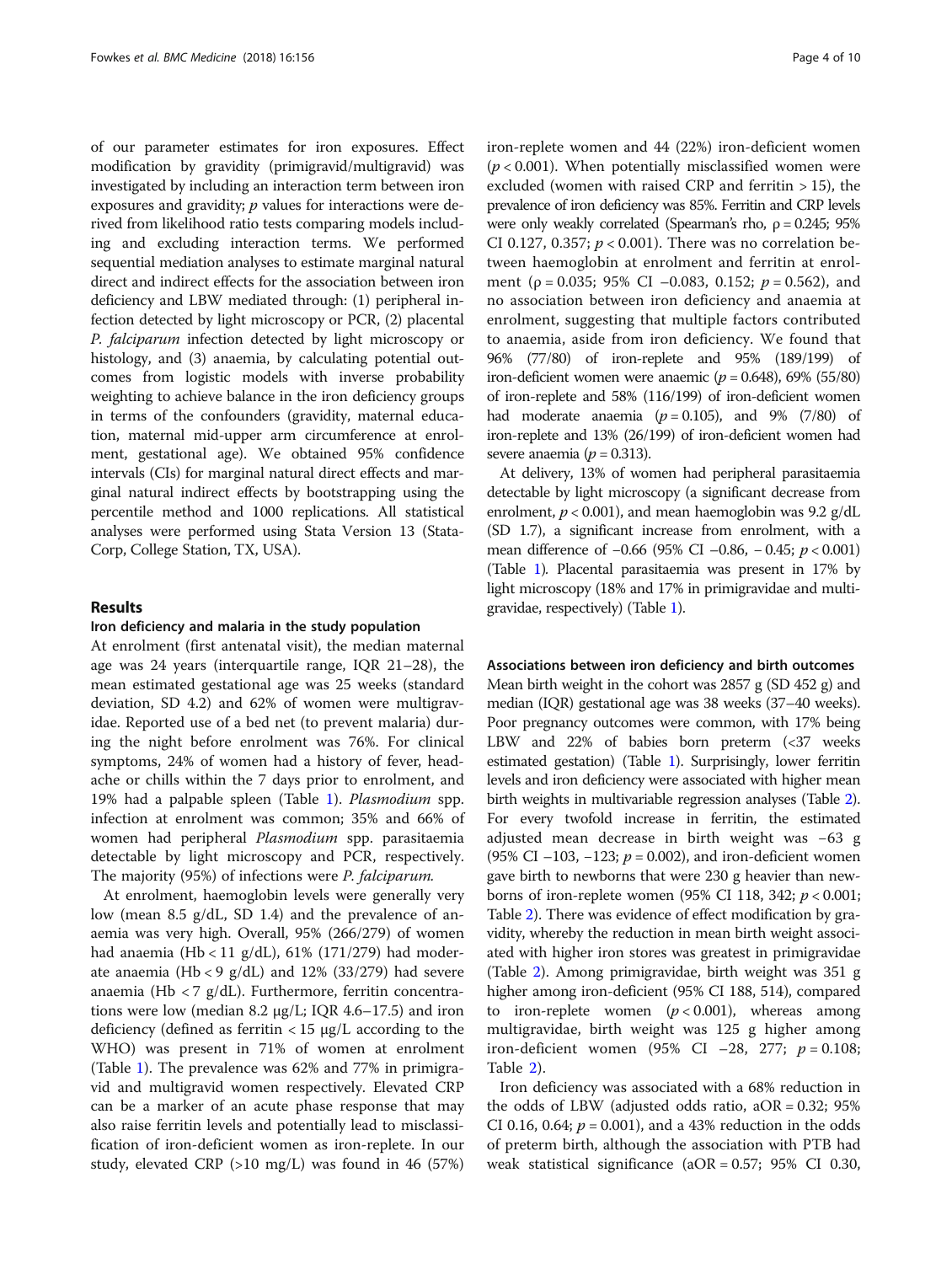of our parameter estimates for iron exposures. Effect modification by gravidity (primigravid/multigravid) was investigated by including an interaction term between iron exposures and gravidity; $p$ values for interactions were derived from likelihood ratio tests comparing models including and excluding interaction terms. We performed sequential mediation analyses to estimate marginal natural direct and indirect effects for the association between iron deficiency and LBW mediated through: (1) peripheral infection detected by light microscopy or PCR, (2) placental *P. falciparum* infection detected by light microscopy or histology, and (3) anaemia, by calculating potential outcomes from logistic models with inverse probability weighting to achieve balance in the iron deficiency groups in terms of the confounders (gravidity, maternal education, maternal mid-upper arm circumference at enrolment, gestational age). We obtained 95% confidence intervals (CIs) for marginal natural direct effects and marginal natural indirect effects by bootstrapping using the percentile method and 1000 replications. All statistical analyses were performed using Stata Version 13 (StataCorp, College Station, TX, USA).

## Results

### Iron deficiency and malaria in the study population

At enrolment (first antenatal visit), the median maternal age was 24 years (interquartile range, IQR 21–28), the mean estimated gestational age was 25 weeks (standard deviation, SD 4.2) and 62% of women were multigravidae. Reported use of a bed net (to prevent malaria) during the night before enrolment was 76%. For clinical symptoms, 24% of women had a history of fever, headache or chills within the 7 days prior to enrolment, and 19% had a palpable spleen (Table 1). *Plasmodium* spp. infection at enrolment was common; 35% and 66% of women had peripheral *Plasmodium* spp. parasitaemia detectable by light microscopy and PCR, respectively. The majority (95%) of infections were *P. falciparum*.

At enrolment, haemoglobin levels were generally very low (mean 8.5 g/dL, SD 1.4) and the prevalence of anaemia was very high. Overall, 95% (266/279) of women had anaemia (Hb < 11 g/dL), 61% (171/279) had moderate anaemia (Hb < 9 g/dL) and 12% (33/279) had severe anaemia (Hb < 7 g/dL). Furthermore, ferritin concentrations were low (median 8.2 μg/L; IQR 4.6–17.5) and iron deficiency (defined as ferritin < 15 μg/L according to the WHO) was present in 71% of women at enrolment (Table 1). The prevalence was 62% and 77% in primigravid and multigravid women respectively. Elevated CRP can be a marker of an acute phase response that may also raise ferritin levels and potentially lead to misclassification of iron-deficient women as iron-replete. In our study, elevated CRP (>10 mg/L) was found in 46 (57%) iron-replete women and 44 (22%) iron-deficient women ($p < 0.001$). When potentially misclassified women were excluded (women with raised CRP and ferritin > 15), the prevalence of iron deficiency was 85%. Ferritin and CRP levels were only weakly correlated (Spearman's rho, $\rho = 0.245$; 95% CI 0.127, 0.357; $p < 0.001$). There was no correlation between haemoglobin at enrolment and ferritin at enrolment ($\rho = 0.035$; 95% CI −0.083, 0.152; $p = 0.562$), and no association between iron deficiency and anaemia at enrolment, suggesting that multiple factors contributed to anaemia, aside from iron deficiency. We found that 96% (77/80) of iron-replete and 95% (189/199) of iron-deficient women were anaemic ($p = 0.648$), 69% (55/80) of iron-replete and 58% (116/199) of iron-deficient women had moderate anaemia ($p = 0.105$), and 9% (7/80) of iron-replete and 13% (26/199) of iron-deficient women had severe anaemia ($p = 0.313$).

At delivery, 13% of women had peripheral parasitaemia detectable by light microscopy (a significant decrease from enrolment, $p < 0.001$), and mean haemoglobin was 9.2 g/dL (SD 1.7), a significant increase from enrolment, with a mean difference of −0.66 (95% CI −0.86, − 0.45; $p < 0.001$) (Table 1). Placental parasitaemia was present in 17% by light microscopy (18% and 17% in primigravidae and multigravidae, respectively) (Table 1).

### Associations between iron deficiency and birth outcomes

Mean birth weight in the cohort was 2857 g (SD 452 g) and median (IQR) gestational age was 38 weeks (37–40 weeks). Poor pregnancy outcomes were common, with 17% being LBW and 22% of babies born preterm (<37 weeks estimated gestation) (Table 1). Surprisingly, lower ferritin levels and iron deficiency were associated with higher mean birth weights in multivariable regression analyses (Table 2). For every twofold increase in ferritin, the estimated adjusted mean decrease in birth weight was −63 g (95% CI −103, −123; $p = 0.002$), and iron-deficient women gave birth to newborns that were 230 g heavier than newborns of iron-replete women (95% CI 118, 342; $p < 0.001$; Table 2). There was evidence of effect modification by gravidity, whereby the reduction in mean birth weight associated with higher iron stores was greatest in primigravidae (Table 2). Among primigravidae, birth weight was 351 g higher among iron-deficient (95% CI 188, 514), compared to iron-replete women ($p < 0.001$), whereas among multigravidae, birth weight was 125 g higher among iron-deficient women (95% CI −28, 277; $p = 0.108$; Table 2).

Iron deficiency was associated with a 68% reduction in the odds of LBW (adjusted odds ratio, aOR = 0.32; 95% CI 0.16, 0.64; $p = 0.001$), and a 43% reduction in the odds of preterm birth, although the association with PTB had weak statistical significance (aOR = 0.57; 95% CI 0.30,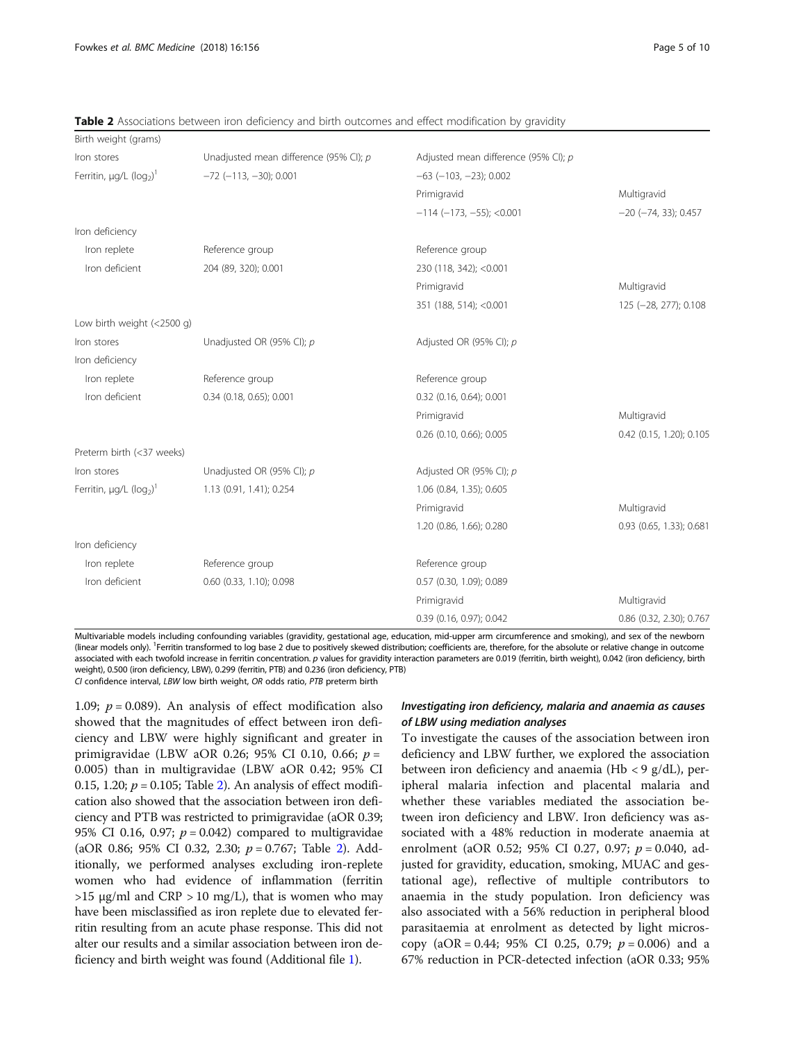**Table 2** Associations between iron deficiency and birth outcomes and effect modification by gravidity

| Birth weight (grams) | | | |
|---|---|---|---|
| Iron stores | Unadjusted mean difference (95% CI); *p* | Adjusted mean difference (95% CI); *p* | |
| Ferritin, μg/L ($log_2$)[1] | −72 (−113, −30); 0.001 | −63 (−103, −23); 0.002 | |
| | | Primigravid | Multigravid |
| | | −114 (−173, −55); <0.001 | −20 (−74, 33); 0.457 |
| Iron deficiency | | | |
| Iron replete | Reference group | Reference group | |
| Iron deficient | 204 (89, 320); 0.001 | 230 (118, 342); <0.001 | |
| | | Primigravid | Multigravid |
| | | 351 (188, 514); <0.001 | 125 (−28, 277); 0.108 |
| **Low birth weight (<2500 g)** | | | |
| Iron stores | Unadjusted OR (95% CI); *p* | Adjusted OR (95% CI); *p* | |
| Iron deficiency | | | |
| Iron replete | Reference group | Reference group | |
| Iron deficient | 0.34 (0.18, 0.65); 0.001 | 0.32 (0.16, 0.64); 0.001 | |
| | | Primigravid | Multigravid |
| | | 0.26 (0.10, 0.66); 0.005 | 0.42 (0.15, 1.20); 0.105 |
| **Preterm birth (<37 weeks)** | | | |
| Iron stores | Unadjusted OR (95% CI); *p* | Adjusted OR (95% CI); *p* | |
| Ferritin, μg/L ($log_2$)[1] | 1.13 (0.91, 1.41); 0.254 | 1.06 (0.84, 1.35); 0.605 | |
| | | Primigravid | Multigravid |
| | | 1.20 (0.86, 1.66); 0.280 | 0.93 (0.65, 1.33); 0.681 |
| Iron deficiency | | | |
| Iron replete | Reference group | Reference group | |
| Iron deficient | 0.60 (0.33, 1.10); 0.098 | 0.57 (0.30, 1.09); 0.089 | |
| | | Primigravid | Multigravid |
| | | 0.39 (0.16, 0.97); 0.042 | 0.86 (0.32, 2.30); 0.767 |

Multivariable models including confounding variables (gravidity, gestational age, education, mid-upper arm circumference and smoking), and sex of the newborn (linear models only). [1]Ferritin transformed to log base 2 due to positively skewed distribution; coefficients are, therefore, for the absolute or relative change in outcome associated with each twofold increase in ferritin concentration. *p* values for gravidity interaction parameters are 0.019 (ferritin, birth weight), 0.042 (iron deficiency, birth weight), 0.500 (iron deficiency, LBW), 0.299 (ferritin, PTB) and 0.236 (iron deficiency, PTB)

*CI* confidence interval, *LBW* low birth weight, *OR* odds ratio, *PTB* preterm birth

1.09; $p = 0.089$). An analysis of effect modification also showed that the magnitudes of effect between iron deficiency and LBW were highly significant and greater in primigravidae (LBW aOR 0.26; 95% CI 0.10, 0.66; $p = 0.005$) than in multigravidae (LBW aOR 0.42; 95% CI 0.15, 1.20; $p = 0.105$; Table 2). An analysis of effect modification also showed that the association between iron deficiency and PTB was restricted to primigravidae (aOR 0.39; 95% CI 0.16, 0.97; $p = 0.042$) compared to multigravidae (aOR 0.86; 95% CI 0.32, 2.30; $p = 0.767$; Table 2). Additionally, we performed analyses excluding iron-replete women who had evidence of inflammation (ferritin >15 μg/ml and CRP > 10 mg/L), that is women who may have been misclassified as iron replete due to elevated ferritin resulting from an acute phase response. This did not alter our results and a similar association between iron deficiency and birth weight was found (Additional file 1).

### *Investigating iron deficiency, malaria and anaemia as causes of LBW using mediation analyses*

To investigate the causes of the association between iron deficiency and LBW further, we explored the association between iron deficiency and anaemia (Hb < 9 g/dL), peripheral malaria infection and placental malaria and whether these variables mediated the association between iron deficiency and LBW. Iron deficiency was associated with a 48% reduction in moderate anaemia at enrolment (aOR 0.52; 95% CI 0.27, 0.97; $p = 0.040$, adjusted for gravidity, education, smoking, MUAC and gestational age), reflective of multiple contributors to anaemia in the study population. Iron deficiency was also associated with a 56% reduction in peripheral blood parasitaemia at enrolment as detected by light microscopy (aOR = 0.44; 95% CI 0.25, 0.79; $p = 0.006$) and a 67% reduction in PCR-detected infection (aOR 0.33; 95%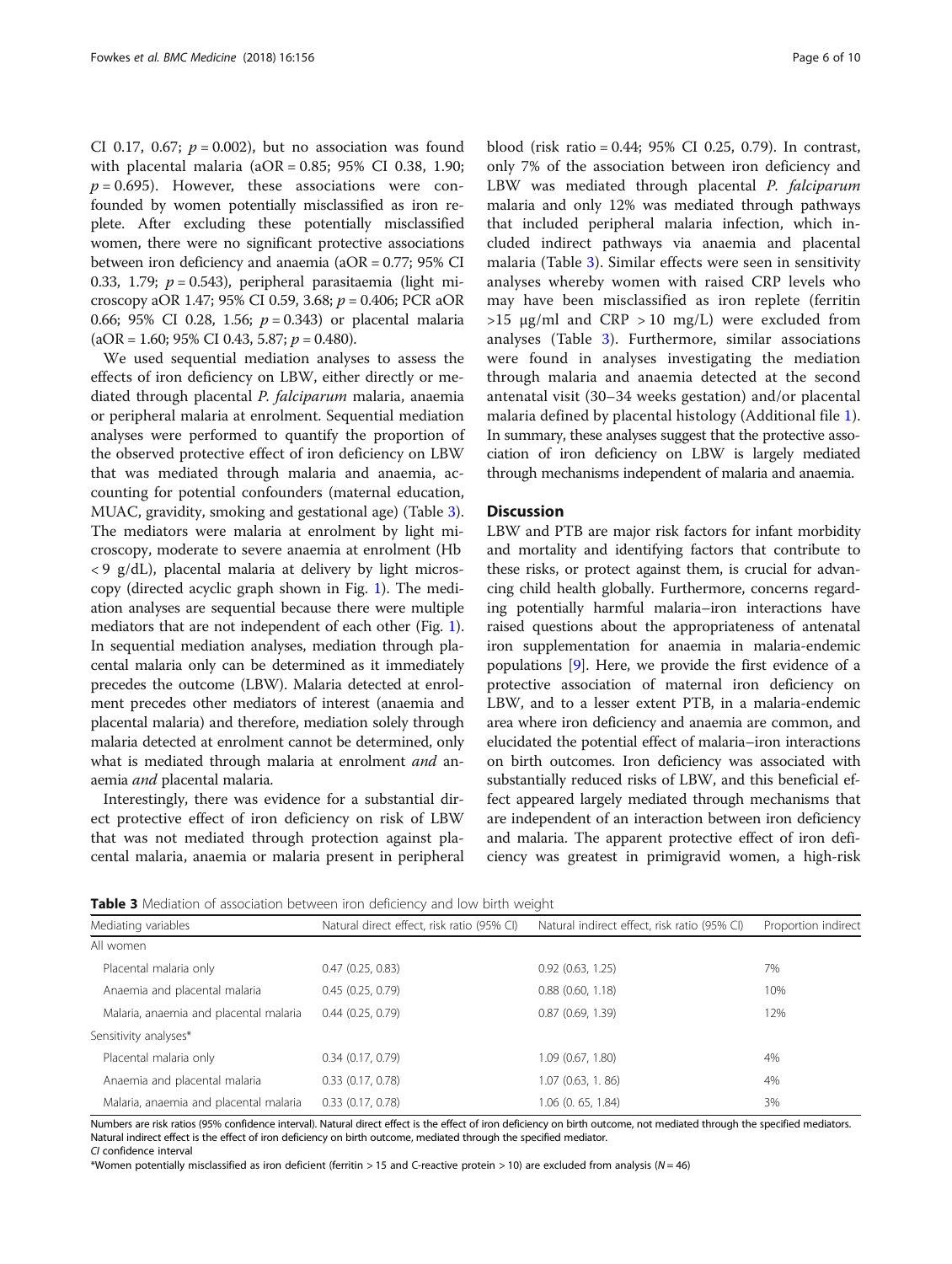CI 0.17, 0.67; $p = 0.002$), but no association was found with placental malaria (aOR = 0.85; 95% CI 0.38, 1.90; $p = 0.695$). However, these associations were confounded by women potentially misclassified as iron replete. After excluding these potentially misclassified women, there were no significant protective associations between iron deficiency and anaemia (aOR = 0.77; 95% CI 0.33, 1.79; $p = 0.543$), peripheral parasitaemia (light microscopy aOR 1.47; 95% CI 0.59, 3.68; $p = 0.406$; PCR aOR 0.66; 95% CI 0.28, 1.56; $p = 0.343$) or placental malaria (aOR = 1.60; 95% CI 0.43, 5.87; $p = 0.480$).

We used sequential mediation analyses to assess the effects of iron deficiency on LBW, either directly or mediated through placental *P. falciparum* malaria, anaemia or peripheral malaria at enrolment. Sequential mediation analyses were performed to quantify the proportion of the observed protective effect of iron deficiency on LBW that was mediated through malaria and anaemia, accounting for potential confounders (maternal education, MUAC, gravidity, smoking and gestational age) (Table 3). The mediators were malaria at enrolment by light microscopy, moderate to severe anaemia at enrolment (Hb < 9 g/dL), placental malaria at delivery by light microscopy (directed acyclic graph shown in Fig. 1). The mediation analyses are sequential because there were multiple mediators that are not independent of each other (Fig. 1). In sequential mediation analyses, mediation through placental malaria only can be determined as it immediately precedes the outcome (LBW). Malaria detected at enrolment precedes other mediators of interest (anaemia and placental malaria) and therefore, mediation solely through malaria detected at enrolment cannot be determined, only what is mediated through malaria at enrolment *and* anaemia *and* placental malaria.

Interestingly, there was evidence for a substantial direct protective effect of iron deficiency on risk of LBW that was not mediated through protection against placental malaria, anaemia or malaria present in peripheral blood (risk ratio = 0.44; 95% CI 0.25, 0.79). In contrast, only 7% of the association between iron deficiency and LBW was mediated through placental *P. falciparum* malaria and only 12% was mediated through pathways that included peripheral malaria infection, which included indirect pathways via anaemia and placental malaria (Table 3). Similar effects were seen in sensitivity analyses whereby women with raised CRP levels who may have been misclassified as iron replete (ferritin >15 μg/ml and CRP > 10 mg/L) were excluded from analyses (Table 3). Furthermore, similar associations were found in analyses investigating the mediation through malaria and anaemia detected at the second antenatal visit (30–34 weeks gestation) and/or placental malaria defined by placental histology (Additional file 1). In summary, these analyses suggest that the protective association of iron deficiency on LBW is largely mediated through mechanisms independent of malaria and anaemia.

## Discussion

LBW and PTB are major risk factors for infant morbidity and mortality and identifying factors that contribute to these risks, or protect against them, is crucial for advancing child health globally. Furthermore, concerns regarding potentially harmful malaria–iron interactions have raised questions about the appropriateness of antenatal iron supplementation for anaemia in malaria-endemic populations [9]. Here, we provide the first evidence of a protective association of maternal iron deficiency on LBW, and to a lesser extent PTB, in a malaria-endemic area where iron deficiency and anaemia are common, and elucidated the potential effect of malaria–iron interactions on birth outcomes. Iron deficiency was associated with substantially reduced risks of LBW, and this beneficial effect appeared largely mediated through mechanisms that are independent of an interaction between iron deficiency and malaria. The apparent protective effect of iron deficiency was greatest in primigravid women, a high-risk

**Table 3** Mediation of association between iron deficiency and low birth weight

| Mediating variables | Natural direct effect, risk ratio (95% CI) | Natural indirect effect, risk ratio (95% CI) | Proportion indirect |
|---|---|---|---|
| All women | | | |
| Placental malaria only | 0.47 (0.25, 0.83) | 0.92 (0.63, 1.25) | 7% |
| Anaemia and placental malaria | 0.45 (0.25, 0.79) | 0.88 (0.60, 1.18) | 10% |
| Malaria, anaemia and placental malaria | 0.44 (0.25, 0.79) | 0.87 (0.69, 1.39) | 12% |
| Sensitivity analyses* | | | |
| Placental malaria only | 0.34 (0.17, 0.79) | 1.09 (0.67, 1.80) | 4% |
| Anaemia and placental malaria | 0.33 (0.17, 0.78) | 1.07 (0.63, 1. 86) | 4% |
| Malaria, anaemia and placental malaria | 0.33 (0.17, 0.78) | 1.06 (0. 65, 1.84) | 3% |

Numbers are risk ratios (95% confidence interval). Natural direct effect is the effect of iron deficiency on birth outcome, not mediated through the specified mediators. Natural indirect effect is the effect of iron deficiency on birth outcome, mediated through the specified mediator.
*CI* confidence interval
*Women potentially misclassified as iron deficient (ferritin > 15 and C-reactive protein > 10) are excluded from analysis ($N = 46$)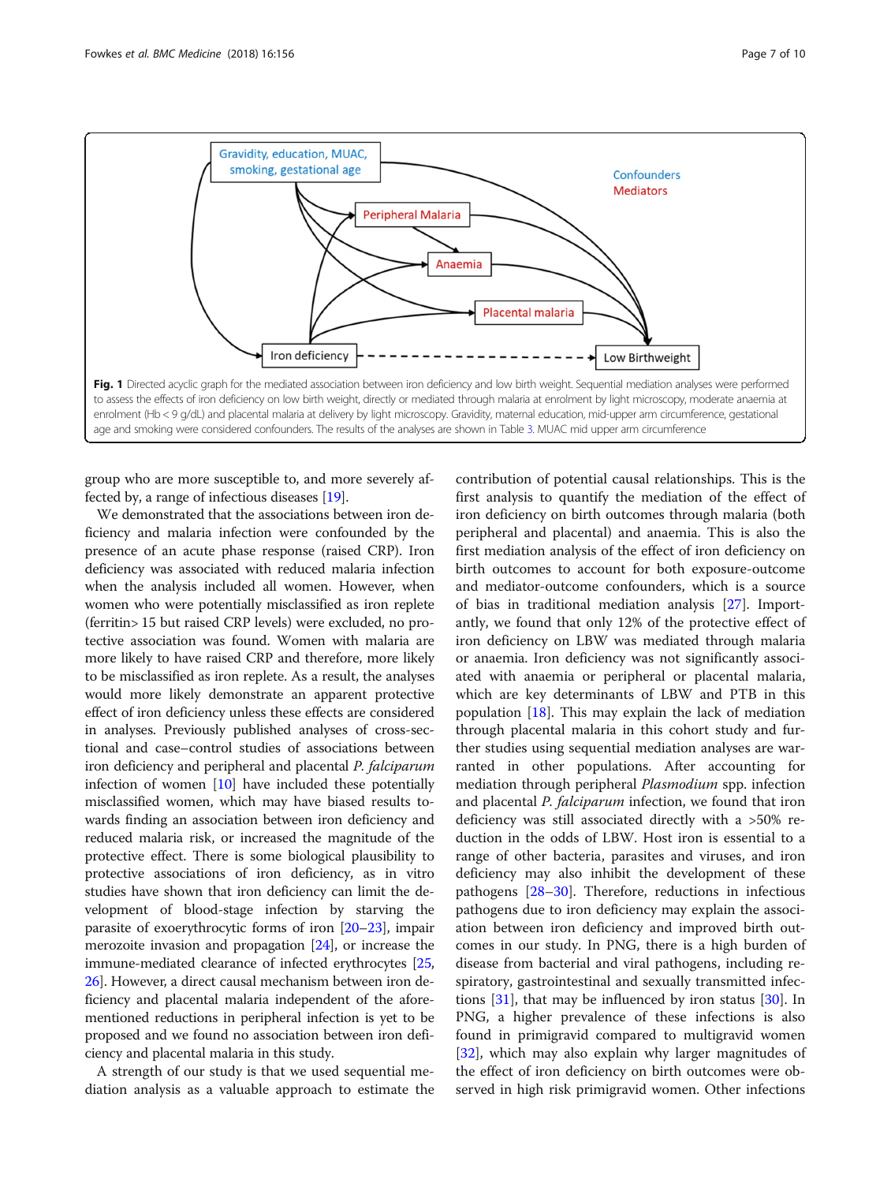Fig. 1 Directed acyclic graph for the mediated association between iron deficiency and low birth weight. Sequential mediation analyses were performed to assess the effects of iron deficiency on low birth weight, directly or mediated through malaria at enrolment by light microscopy, moderate anaemia at enrolment (Hb < 9 g/dL) and placental malaria at delivery by light microscopy. Gravidity, maternal education, mid-upper arm circumference, gestational age and smoking were considered confounders. The results of the analyses are shown in Table 3. MUAC mid upper arm circumference

group who are more susceptible to, and more severely affected by, a range of infectious diseases [19].

We demonstrated that the associations between iron deficiency and malaria infection were confounded by the presence of an acute phase response (raised CRP). Iron deficiency was associated with reduced malaria infection when the analysis included all women. However, when women who were potentially misclassified as iron replete (ferritin> 15 but raised CRP levels) were excluded, no protective association was found. Women with malaria are more likely to have raised CRP and therefore, more likely to be misclassified as iron replete. As a result, the analyses would more likely demonstrate an apparent protective effect of iron deficiency unless these effects are considered in analyses. Previously published analyses of cross-sectional and case–control studies of associations between iron deficiency and peripheral and placental *P. falciparum* infection of women [10] have included these potentially misclassified women, which may have biased results towards finding an association between iron deficiency and reduced malaria risk, or increased the magnitude of the protective effect. There is some biological plausibility to protective associations of iron deficiency, as in vitro studies have shown that iron deficiency can limit the development of blood-stage infection by starving the parasite of exoerythrocytic forms of iron [20–23], impair merozoite invasion and propagation [24], or increase the immune-mediated clearance of infected erythrocytes [25, 26]. However, a direct causal mechanism between iron deficiency and placental malaria independent of the aforementioned reductions in peripheral infection is yet to be proposed and we found no association between iron deficiency and placental malaria in this study.

A strength of our study is that we used sequential mediation analysis as a valuable approach to estimate the contribution of potential causal relationships. This is the first analysis to quantify the mediation of the effect of iron deficiency on birth outcomes through malaria (both peripheral and placental) and anaemia. This is also the first mediation analysis of the effect of iron deficiency on birth outcomes to account for both exposure-outcome and mediator-outcome confounders, which is a source of bias in traditional mediation analysis [27]. Importantly, we found that only 12% of the protective effect of iron deficiency on LBW was mediated through malaria or anaemia. Iron deficiency was not significantly associated with anaemia or peripheral or placental malaria, which are key determinants of LBW and PTB in this population [18]. This may explain the lack of mediation through placental malaria in this cohort study and further studies using sequential mediation analyses are warranted in other populations. After accounting for mediation through peripheral *Plasmodium* spp. infection and placental *P. falciparum* infection, we found that iron deficiency was still associated directly with a >50% reduction in the odds of LBW. Host iron is essential to a range of other bacteria, parasites and viruses, and iron deficiency may also inhibit the development of these pathogens [28–30]. Therefore, reductions in infectious pathogens due to iron deficiency may explain the association between iron deficiency and improved birth outcomes in our study. In PNG, there is a high burden of disease from bacterial and viral pathogens, including respiratory, gastrointestinal and sexually transmitted infections [31], that may be influenced by iron status [30]. In PNG, a higher prevalence of these infections is also found in primigravid compared to multigravid women [32], which may also explain why larger magnitudes of the effect of iron deficiency on birth outcomes were observed in high risk primigravid women. Other infections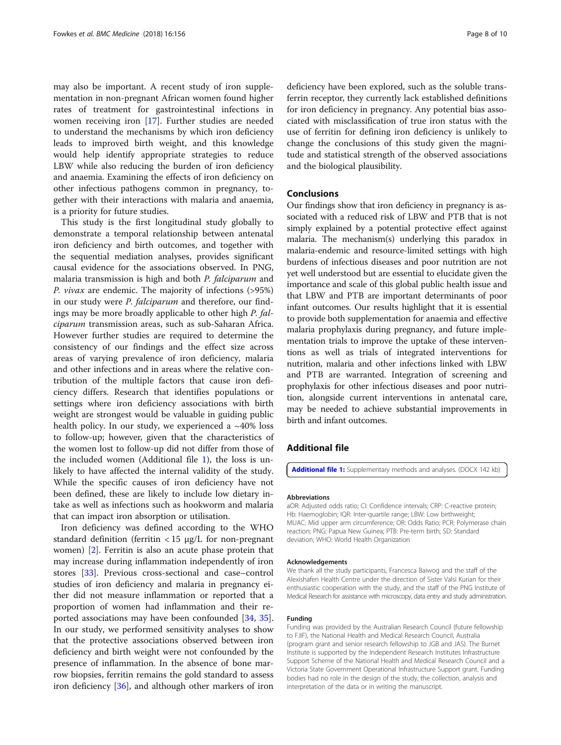may also be important. A recent study of iron supplementation in non-pregnant African women found higher rates of treatment for gastrointestinal infections in women receiving iron [17]. Further studies are needed to understand the mechanisms by which iron deficiency leads to improved birth weight, and this knowledge would help identify appropriate strategies to reduce LBW while also reducing the burden of iron deficiency and anaemia. Examining the effects of iron deficiency on other infectious pathogens common in pregnancy, together with their interactions with malaria and anaemia, is a priority for future studies.

This study is the first longitudinal study globally to demonstrate a temporal relationship between antenatal iron deficiency and birth outcomes, and together with the sequential mediation analyses, provides significant causal evidence for the associations observed. In PNG, malaria transmission is high and both *P. falciparum* and *P. vivax* are endemic. The majority of infections (>95%) in our study were *P. falciparum* and therefore, our findings may be more broadly applicable to other high *P. falciparum* transmission areas, such as sub-Saharan Africa. However further studies are required to determine the consistency of our findings and the effect size across areas of varying prevalence of iron deficiency, malaria and other infections and in areas where the relative contribution of the multiple factors that cause iron deficiency differs. Research that identifies populations or settings where iron deficiency associations with birth weight are strongest would be valuable in guiding public health policy. In our study, we experienced a ~40% loss to follow-up; however, given that the characteristics of the women lost to follow-up did not differ from those of the included women (Additional file 1), the loss is unlikely to have affected the internal validity of the study. While the specific causes of iron deficiency have not been defined, these are likely to include low dietary intake as well as infections such as hookworm and malaria that can impact iron absorption or utilisation.

Iron deficiency was defined according to the WHO standard definition (ferritin < 15 μg/L for non-pregnant women) [2]. Ferritin is also an acute phase protein that may increase during inflammation independently of iron stores [33]. Previous cross-sectional and case–control studies of iron deficiency and malaria in pregnancy either did not measure inflammation or reported that a proportion of women had inflammation and their reported associations may have been confounded [34, 35]. In our study, we performed sensitivity analyses to show that the protective associations observed between iron deficiency and birth weight were not confounded by the presence of inflammation. In the absence of bone marrow biopsies, ferritin remains the gold standard to assess iron deficiency [36], and although other markers of iron deficiency have been explored, such as the soluble transferrin receptor, they currently lack established definitions for iron deficiency in pregnancy. Any potential bias associated with misclassification of true iron status with the use of ferritin for defining iron deficiency is unlikely to change the conclusions of this study given the magnitude and statistical strength of the observed associations and the biological plausibility.

## Conclusions

Our findings show that iron deficiency in pregnancy is associated with a reduced risk of LBW and PTB that is not simply explained by a potential protective effect against malaria. The mechanism(s) underlying this paradox in malaria-endemic and resource-limited settings with high burdens of infectious diseases and poor nutrition are not yet well understood but are essential to elucidate given the importance and scale of this global public health issue and that LBW and PTB are important determinants of poor infant outcomes. Our results highlight that it is essential to provide both supplementation for anaemia and effective malaria prophylaxis during pregnancy, and future implementation trials to improve the uptake of these interventions as well as trials of integrated interventions for nutrition, malaria and other infections linked with LBW and PTB are warranted. Integration of screening and prophylaxis for other infectious diseases and poor nutrition, alongside current interventions in antenatal care, may be needed to achieve substantial improvements in birth and infant outcomes.

## Additional file

**Additional file 1:** Supplementary methods and analyses. (DOCX 142 kb)

#### Abbreviations

aOR: Adjusted odds ratio; CI: Confidence intervals; CRP: C-reactive protein; Hb: Haemoglobin; IQR: Inter-quartile range; LBW: Low birthweight; MUAC: Mid upper arm circumference; OR: Odds Ratio; PCR: Polymerase chain reaction; PNG: Papua New Guinea; PTB: Pre-term birth; SD: Standard deviation; WHO: World Health Organization

#### Acknowledgements

We thank all the study participants, Francesca Baiwog and the staff of the Alexishafen Health Centre under the direction of Sister Valsi Kurian for their enthusiastic cooperation with the study, and the staff of the PNG Institute of Medical Research for assistance with microscopy, data entry and study administration.

#### Funding

Funding was provided by the Australian Research Council (future fellowship to FJIF), the National Health and Medical Research Council, Australia (program grant and senior research fellowship to JGB and JAS). The Burnet Institute is supported by the Independent Research Institutes Infrastructure Support Scheme of the National Health and Medical Research Council and a Victoria State Government Operational Infrastructure Support grant. Funding bodies had no role in the design of the study, the collection, analysis and interpretation of the data or in writing the manuscript.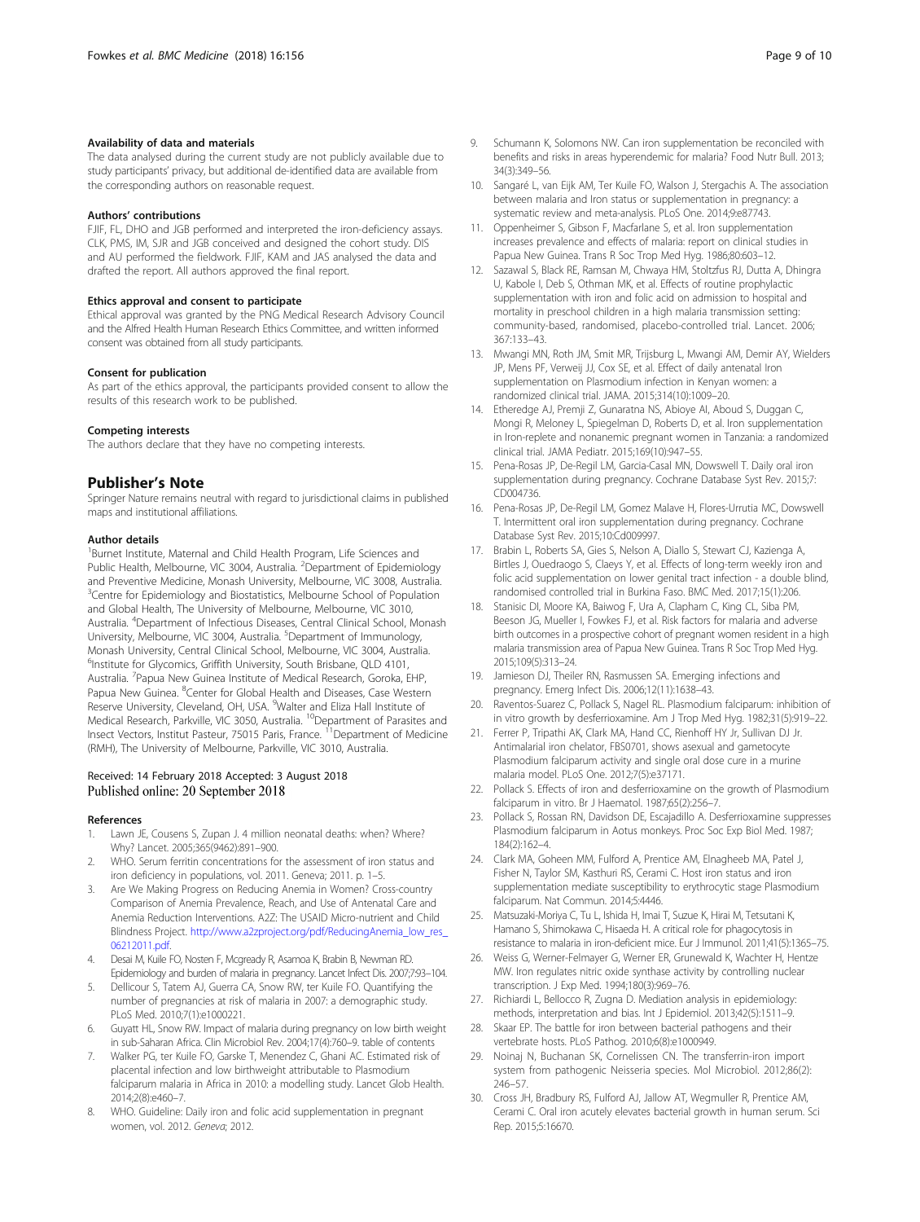#### Availability of data and materials

The data analysed during the current study are not publicly available due to study participants' privacy, but additional de-identified data are available from the corresponding authors on reasonable request.

#### Authors' contributions

FJIF, FL, DHO and JGB performed and interpreted the iron-deficiency assays. CLK, PMS, IM, SJR and JGB conceived and designed the cohort study. DIS and AU performed the fieldwork. FJIF, KAM and JAS analysed the data and drafted the report. All authors approved the final report.

#### Ethics approval and consent to participate

Ethical approval was granted by the PNG Medical Research Advisory Council and the Alfred Health Human Research Ethics Committee, and written informed consent was obtained from all study participants.

#### Consent for publication

As part of the ethics approval, the participants provided consent to allow the results of this research work to be published.

#### Competing interests

The authors declare that they have no competing interests.

## Publisher's Note

Springer Nature remains neutral with regard to jurisdictional claims in published maps and institutional affiliations.

#### Author details

[1]Burnet Institute, Maternal and Child Health Program, Life Sciences and Public Health, Melbourne, VIC 3004, Australia. [2]Department of Epidemiology and Preventive Medicine, Monash University, Melbourne, VIC 3008, Australia. [3]Centre for Epidemiology and Biostatistics, Melbourne School of Population and Global Health, The University of Melbourne, Melbourne, VIC 3010, Australia. [4]Department of Infectious Diseases, Central Clinical School, Monash University, Melbourne, VIC 3004, Australia. [5]Department of Immunology, Monash University, Central Clinical School, Melbourne, VIC 3004, Australia. [6]Institute for Glycomics, Griffith University, South Brisbane, QLD 4101, Australia. [7]Papua New Guinea Institute of Medical Research, Goroka, EHP, Papua New Guinea. [8]Center for Global Health and Diseases, Case Western Reserve University, Cleveland, OH, USA. [9]Walter and Eliza Hall Institute of Medical Research, Parkville, VIC 3050, Australia. [10]Department of Parasites and Insect Vectors, Institut Pasteur, 75015 Paris, France. [11]Department of Medicine (RMH), The University of Melbourne, Parkville, VIC 3010, Australia.

Received: 14 February 2018 Accepted: 3 August 2018
Published online: 20 September 2018

#### References

1. Lawn JE, Cousens S, Zupan J. 4 million neonatal deaths: when? Where? Why? Lancet. 2005;365(9462):891–900.
2. WHO. Serum ferritin concentrations for the assessment of iron status and iron deficiency in populations, vol. 2011. Geneva; 2011. p. 1–5.
3. Are We Making Progress on Reducing Anemia in Women? Cross-country Comparison of Anemia Prevalence, Reach, and Use of Antenatal Care and Anemia Reduction Interventions. A2Z: The USAID Micro-nutrient and Child Blindness Project. http://www.a2zproject.org/pdf/ReducingAnemia_low_res_06212011.pdf.
4. Desai M, Kuile FO, Nosten F, Mcgready R, Asamoa K, Brabin B, Newman RD. Epidemiology and burden of malaria in pregnancy. Lancet Infect Dis. 2007;7:93–104.
5. Dellicour S, Tatem AJ, Guerra CA, Snow RW, ter Kuile FO. Quantifying the number of pregnancies at risk of malaria in 2007: a demographic study. PLoS Med. 2010;7(1):e1000221.
6. Guyatt HL, Snow RW. Impact of malaria during pregnancy on low birth weight in sub-Saharan Africa. Clin Microbiol Rev. 2004;17(4):760–9. table of contents
7. Walker PG, ter Kuile FO, Garske T, Menendez C, Ghani AC. Estimated risk of placental infection and low birthweight attributable to Plasmodium falciparum malaria in Africa in 2010: a modelling study. Lancet Glob Health. 2014;2(8):e460–7.
8. WHO. Guideline: Daily iron and folic acid supplementation in pregnant women, vol. 2012. *Geneva*; 2012.
9. Schumann K, Solomons NW. Can iron supplementation be reconciled with benefits and risks in areas hyperendemic for malaria? Food Nutr Bull. 2013; 34(3):349–56.
10. Sangaré L, van Eijk AM, Ter Kuile FO, Walson J, Stergachis A. The association between malaria and Iron status or supplementation in pregnancy: a systematic review and meta-analysis. PLoS One. 2014;9:e87743.
11. Oppenheimer S, Gibson F, Macfarlane S, et al. Iron supplementation increases prevalence and effects of malaria: report on clinical studies in Papua New Guinea. Trans R Soc Trop Med Hyg. 1986;80:603–12.
12. Sazawal S, Black RE, Ramsan M, Chwaya HM, Stoltzfus RJ, Dutta A, Dhingra U, Kabole I, Deb S, Othman MK, et al. Effects of routine prophylactic supplementation with iron and folic acid on admission to hospital and mortality in preschool children in a high malaria transmission setting: community-based, randomised, placebo-controlled trial. Lancet. 2006; 367:133–43.
13. Mwangi MN, Roth JM, Smit MR, Trijsburg L, Mwangi AM, Demir AY, Wielders JP, Mens PF, Verweij JJ, Cox SE, et al. Effect of daily antenatal Iron supplementation on Plasmodium infection in Kenyan women: a randomized clinical trial. JAMA. 2015;314(10):1009–20.
14. Etheredge AJ, Premji Z, Gunaratna NS, Abioye AI, Aboud S, Duggan C, Mongi R, Meloney L, Spiegelman D, Roberts D, et al. Iron supplementation in Iron-replete and nonanemic pregnant women in Tanzania: a randomized clinical trial. JAMA Pediatr. 2015;169(10):947–55.
15. Pena-Rosas JP, De-Regil LM, Garcia-Casal MN, Dowswell T. Daily oral iron supplementation during pregnancy. Cochrane Database Syst Rev. 2015;7: CD004736.
16. Pena-Rosas JP, De-Regil LM, Gomez Malave H, Flores-Urrutia MC, Dowswell T. Intermittent oral iron supplementation during pregnancy. Cochrane Database Syst Rev. 2015;10:Cd009997.
17. Brabin L, Roberts SA, Gies S, Nelson A, Diallo S, Stewart CJ, Kazienga A, Birtles J, Ouedraogo S, Claeys Y, et al. Effects of long-term weekly iron and folic acid supplementation on lower genital tract infection - a double blind, randomised controlled trial in Burkina Faso. BMC Med. 2017;15(1):206.
18. Stanisic DI, Moore KA, Baiwog F, Ura A, Clapham C, King CL, Siba PM, Beeson JG, Mueller I, Fowkes FJ, et al. Risk factors for malaria and adverse birth outcomes in a prospective cohort of pregnant women resident in a high malaria transmission area of Papua New Guinea. Trans R Soc Trop Med Hyg. 2015;109(5):313–24.
19. Jamieson DJ, Theiler RN, Rasmussen SA. Emerging infections and pregnancy. Emerg Infect Dis. 2006;12(11):1638–43.
20. Raventos-Suarez C, Pollack S, Nagel RL. Plasmodium falciparum: inhibition of in vitro growth by desferrioxamine. Am J Trop Med Hyg. 1982;31(5):919–22.
21. Ferrer P, Tripathi AK, Clark MA, Hand CC, Rienhoff HY Jr, Sullivan DJ Jr. Antimalarial iron chelator, FBS0701, shows asexual and gametocyte Plasmodium falciparum activity and single oral dose cure in a murine malaria model. PLoS One. 2012;7(5):e37171.
22. Pollack S. Effects of iron and desferrioxamine on the growth of Plasmodium falciparum in vitro. Br J Haematol. 1987;65(2):256–7.
23. Pollack S, Rossan RN, Davidson DE, Escajadillo A. Desferrioxamine suppresses Plasmodium falciparum in Aotus monkeys. Proc Soc Exp Biol Med. 1987; 184(2):162–4.
24. Clark MA, Goheen MM, Fulford A, Prentice AM, Elnagheeb MA, Patel J, Fisher N, Taylor SM, Kasthuri RS, Cerami C. Host iron status and iron supplementation mediate susceptibility to erythrocytic stage Plasmodium falciparum. Nat Commun. 2014;5:4446.
25. Matsuzaki-Moriya C, Tu L, Ishida H, Imai T, Suzue K, Hirai M, Tetsutani K, Hamano S, Shimokawa C, Hisaeda H. A critical role for phagocytosis in resistance to malaria in iron-deficient mice. Eur J Immunol. 2011;41(5):1365–75.
26. Weiss G, Werner-Felmayer G, Werner ER, Grunewald K, Wachter H, Hentze MW. Iron regulates nitric oxide synthase activity by controlling nuclear transcription. J Exp Med. 1994;180(3):969–76.
27. Richiardi L, Bellocco R, Zugna D. Mediation analysis in epidemiology: methods, interpretation and bias. Int J Epidemiol. 2013;42(5):1511–9.
28. Skaar EP. The battle for iron between bacterial pathogens and their vertebrate hosts. PLoS Pathog. 2010;6(8):e1000949.
29. Noinaj N, Buchanan SK, Cornelissen CN. The transferrin-iron import system from pathogenic Neisseria species. Mol Microbiol. 2012;86(2): 246–57.
30. Cross JH, Bradbury RS, Fulford AJ, Jallow AT, Wegmuller R, Prentice AM, Cerami C. Oral iron acutely elevates bacterial growth in human serum. Sci Rep. 2015;5:16670.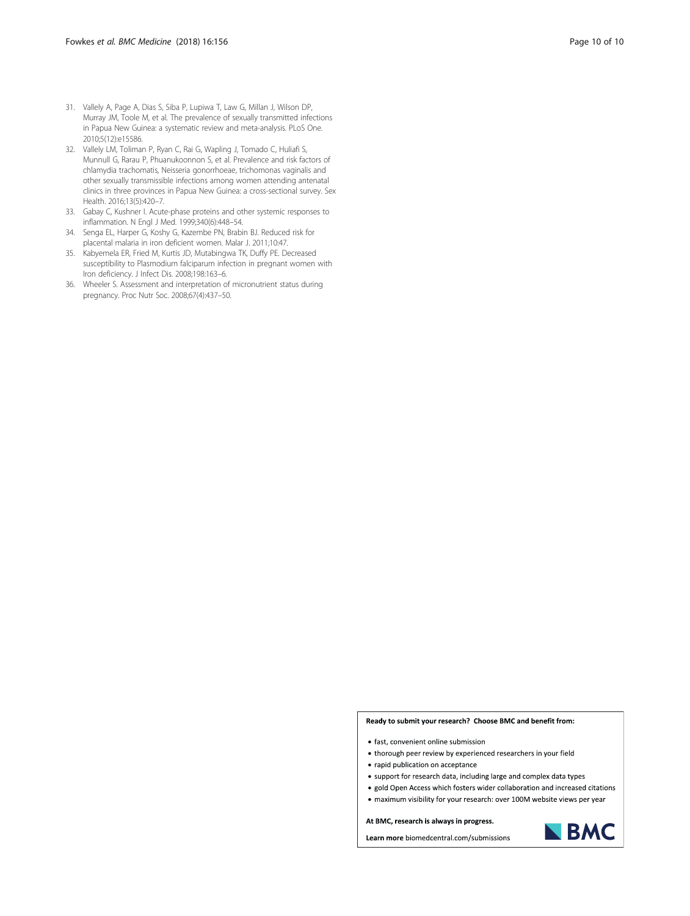31. Vallely A, Page A, Dias S, Siba P, Lupiwa T, Law G, Millan J, Wilson DP, Murray JM, Toole M, et al. The prevalence of sexually transmitted infections in Papua New Guinea: a systematic review and meta-analysis. PLoS One. 2010;5(12):e15586.
32. Vallely LM, Toliman P, Ryan C, Rai G, Wapling J, Tomado C, Huliafi S, Munnull G, Rarau P, Phuanukoonnon S, et al. Prevalence and risk factors of chlamydia trachomatis, Neisseria gonorrhoeae, trichomonas vaginalis and other sexually transmissible infections among women attending antenatal clinics in three provinces in Papua New Guinea: a cross-sectional survey. Sex Health. 2016;13(5):420–7.
33. Gabay C, Kushner I. Acute-phase proteins and other systemic responses to inflammation. N Engl J Med. 1999;340(6):448–54.
34. Senga EL, Harper G, Koshy G, Kazembe PN, Brabin BJ. Reduced risk for placental malaria in iron deficient women. Malar J. 2011;10:47.
35. Kabyemela ER, Fried M, Kurtis JD, Mutabingwa TK, Duffy PE. Decreased susceptibility to Plasmodium falciparum infection in pregnant women with Iron deficiency. J Infect Dis. 2008;198:163–6.
36. Wheeler S. Assessment and interpretation of micronutrient status during pregnancy. Proc Nutr Soc. 2008;67(4):437–50.

**Ready to submit your research? Choose BMC and benefit from:**

- fast, convenient online submission
- thorough peer review by experienced researchers in your field
- rapid publication on acceptance
- support for research data, including large and complex data types
- gold Open Access which fosters wider collaboration and increased citations
- maximum visibility for your research: over 100M website views per year

**At BMC, research is always in progress.**

**Learn more** biomedcentral.com/submissions

BMC